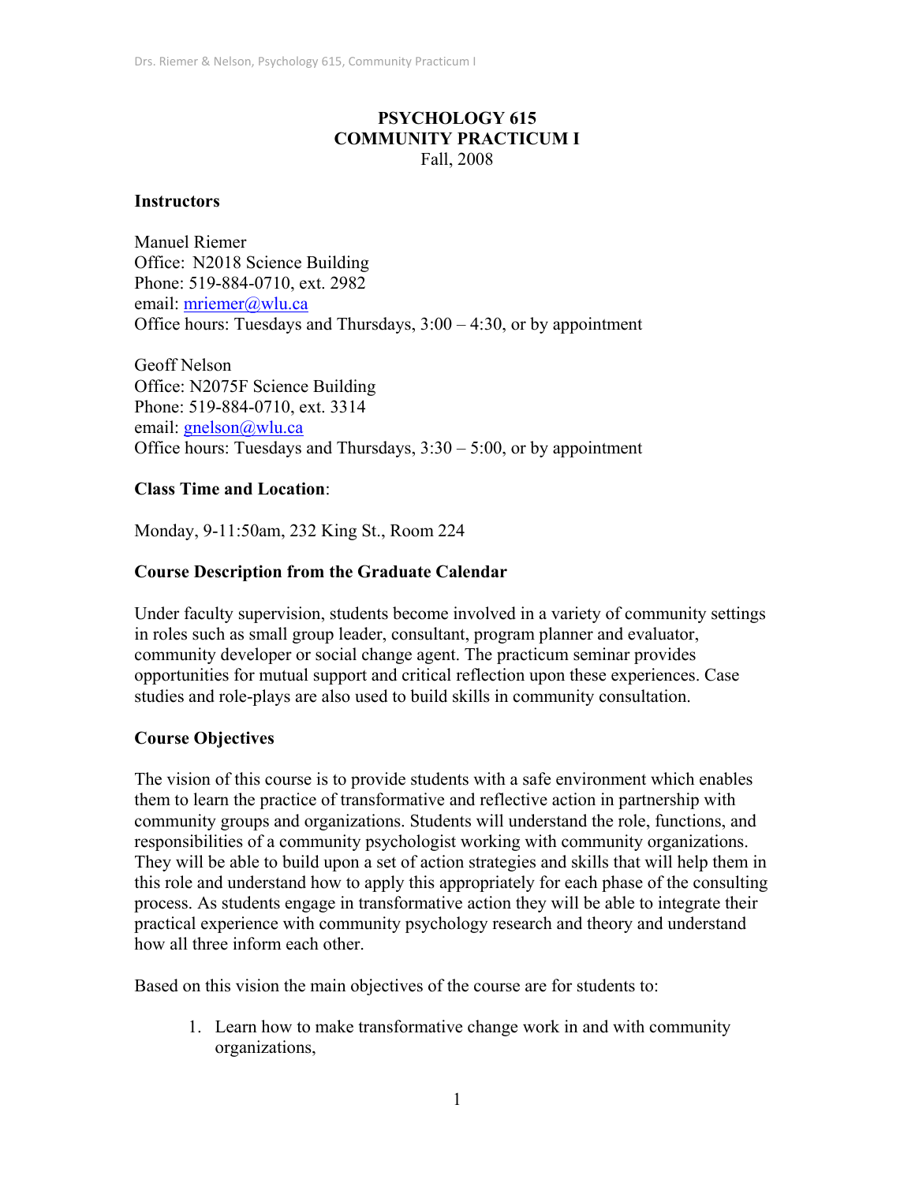# PSYCHOLOGY 615
# COMMUNITY PRACTICUM I
Fall, 2008

**Instructors**

Manuel Riemer
Office: N2018 Science Building
Phone: 519-884-0710, ext. 2982
email: mriemer@wlu.ca
Office hours: Tuesdays and Thursdays, 3:00 – 4:30, or by appointment

Geoff Nelson
Office: N2075F Science Building
Phone: 519-884-0710, ext. 3314
email: gnelson@wlu.ca
Office hours: Tuesdays and Thursdays, 3:30 – 5:00, or by appointment

**Class Time and Location**:

Monday, 9-11:50am, 232 King St., Room 224

**Course Description from the Graduate Calendar**

Under faculty supervision, students become involved in a variety of community settings in roles such as small group leader, consultant, program planner and evaluator, community developer or social change agent. The practicum seminar provides opportunities for mutual support and critical reflection upon these experiences. Case studies and role-plays are also used to build skills in community consultation.

**Course Objectives**

The vision of this course is to provide students with a safe environment which enables them to learn the practice of transformative and reflective action in partnership with community groups and organizations. Students will understand the role, functions, and responsibilities of a community psychologist working with community organizations. They will be able to build upon a set of action strategies and skills that will help them in this role and understand how to apply this appropriately for each phase of the consulting process. As students engage in transformative action they will be able to integrate their practical experience with community psychology research and theory and understand how all three inform each other.

Based on this vision the main objectives of the course are for students to:

1. Learn how to make transformative change work in and with community organizations,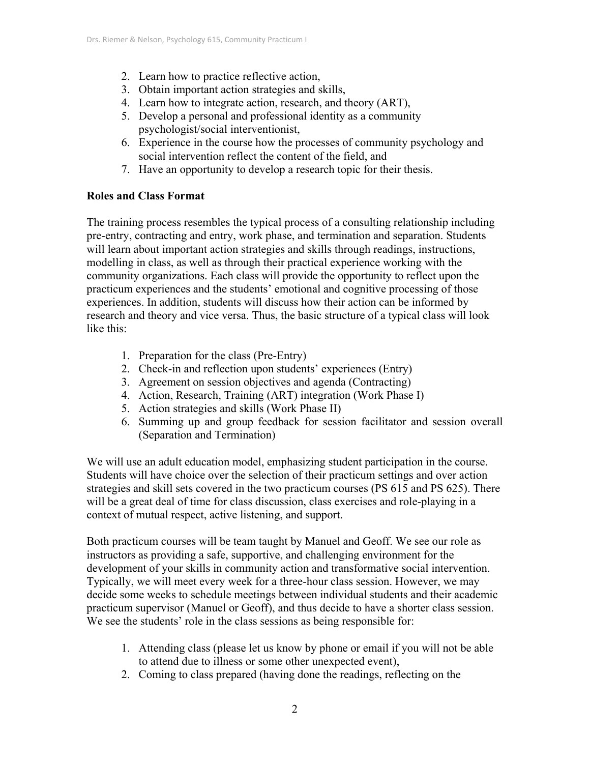2. Learn how to practice reflective action,
3. Obtain important action strategies and skills,
4. Learn how to integrate action, research, and theory (ART),
5. Develop a personal and professional identity as a community psychologist/social interventionist,
6. Experience in the course how the processes of community psychology and social intervention reflect the content of the field, and
7. Have an opportunity to develop a research topic for their thesis.

**Roles and Class Format**

The training process resembles the typical process of a consulting relationship including pre-entry, contracting and entry, work phase, and termination and separation. Students will learn about important action strategies and skills through readings, instructions, modelling in class, as well as through their practical experience working with the community organizations. Each class will provide the opportunity to reflect upon the practicum experiences and the students' emotional and cognitive processing of those experiences. In addition, students will discuss how their action can be informed by research and theory and vice versa. Thus, the basic structure of a typical class will look like this:

1. Preparation for the class (Pre-Entry)
2. Check-in and reflection upon students' experiences (Entry)
3. Agreement on session objectives and agenda (Contracting)
4. Action, Research, Training (ART) integration (Work Phase I)
5. Action strategies and skills (Work Phase II)
6. Summing up and group feedback for session facilitator and session overall (Separation and Termination)

We will use an adult education model, emphasizing student participation in the course. Students will have choice over the selection of their practicum settings and over action strategies and skill sets covered in the two practicum courses (PS 615 and PS 625). There will be a great deal of time for class discussion, class exercises and role-playing in a context of mutual respect, active listening, and support.

Both practicum courses will be team taught by Manuel and Geoff. We see our role as instructors as providing a safe, supportive, and challenging environment for the development of your skills in community action and transformative social intervention. Typically, we will meet every week for a three-hour class session. However, we may decide some weeks to schedule meetings between individual students and their academic practicum supervisor (Manuel or Geoff), and thus decide to have a shorter class session. We see the students' role in the class sessions as being responsible for:

1. Attending class (please let us know by phone or email if you will not be able to attend due to illness or some other unexpected event),
2. Coming to class prepared (having done the readings, reflecting on the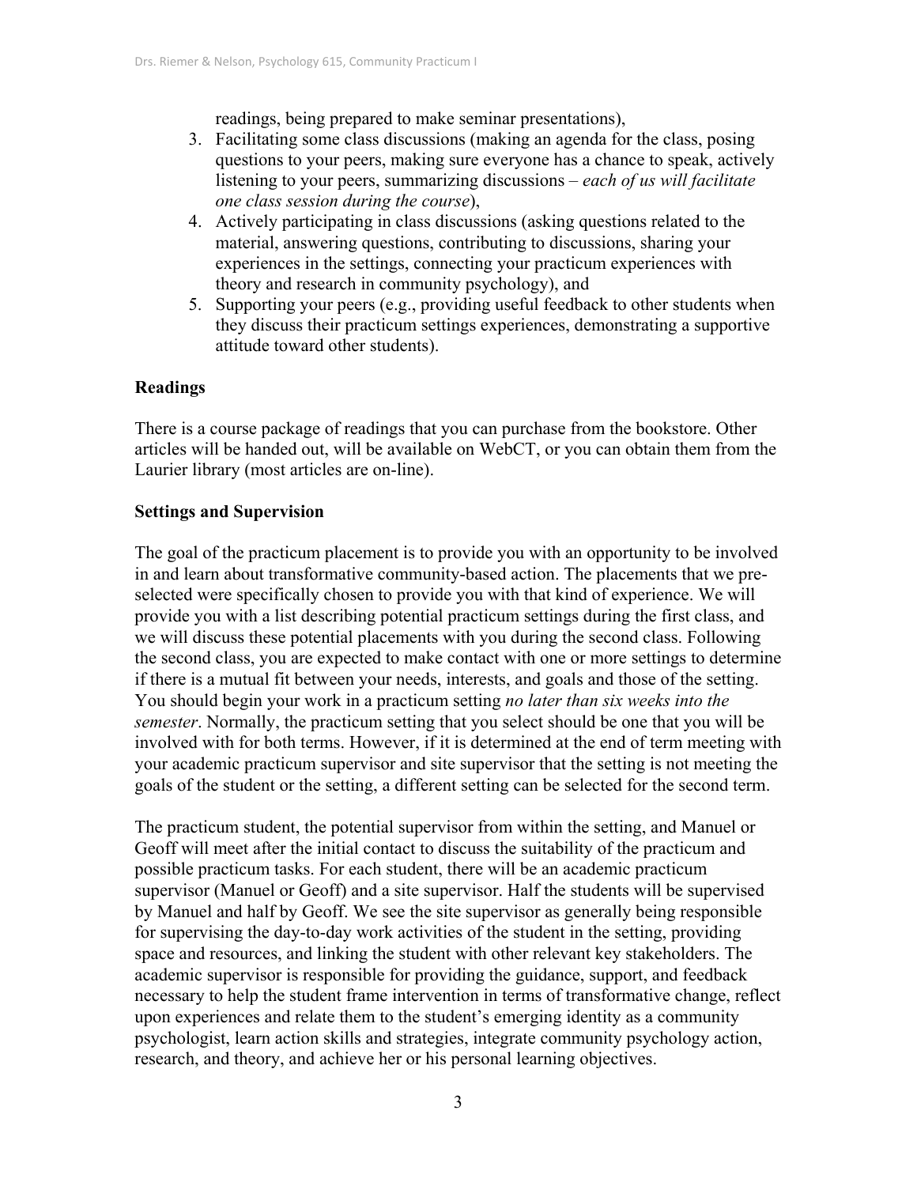readings, being prepared to make seminar presentations),

3. Facilitating some class discussions (making an agenda for the class, posing questions to your peers, making sure everyone has a chance to speak, actively listening to your peers, summarizing discussions – *each of us will facilitate one class session during the course*),
4. Actively participating in class discussions (asking questions related to the material, answering questions, contributing to discussions, sharing your experiences in the settings, connecting your practicum experiences with theory and research in community psychology), and
5. Supporting your peers (e.g., providing useful feedback to other students when they discuss their practicum settings experiences, demonstrating a supportive attitude toward other students).

**Readings**

There is a course package of readings that you can purchase from the bookstore. Other articles will be handed out, will be available on WebCT, or you can obtain them from the Laurier library (most articles are on-line).

**Settings and Supervision**

The goal of the practicum placement is to provide you with an opportunity to be involved in and learn about transformative community-based action. The placements that we pre-selected were specifically chosen to provide you with that kind of experience. We will provide you with a list describing potential practicum settings during the first class, and we will discuss these potential placements with you during the second class. Following the second class, you are expected to make contact with one or more settings to determine if there is a mutual fit between your needs, interests, and goals and those of the setting. You should begin your work in a practicum setting *no later than six weeks into the semester*. Normally, the practicum setting that you select should be one that you will be involved with for both terms. However, if it is determined at the end of term meeting with your academic practicum supervisor and site supervisor that the setting is not meeting the goals of the student or the setting, a different setting can be selected for the second term.

The practicum student, the potential supervisor from within the setting, and Manuel or Geoff will meet after the initial contact to discuss the suitability of the practicum and possible practicum tasks. For each student, there will be an academic practicum supervisor (Manuel or Geoff) and a site supervisor. Half the students will be supervised by Manuel and half by Geoff. We see the site supervisor as generally being responsible for supervising the day-to-day work activities of the student in the setting, providing space and resources, and linking the student with other relevant key stakeholders. The academic supervisor is responsible for providing the guidance, support, and feedback necessary to help the student frame intervention in terms of transformative change, reflect upon experiences and relate them to the student's emerging identity as a community psychologist, learn action skills and strategies, integrate community psychology action, research, and theory, and achieve her or his personal learning objectives.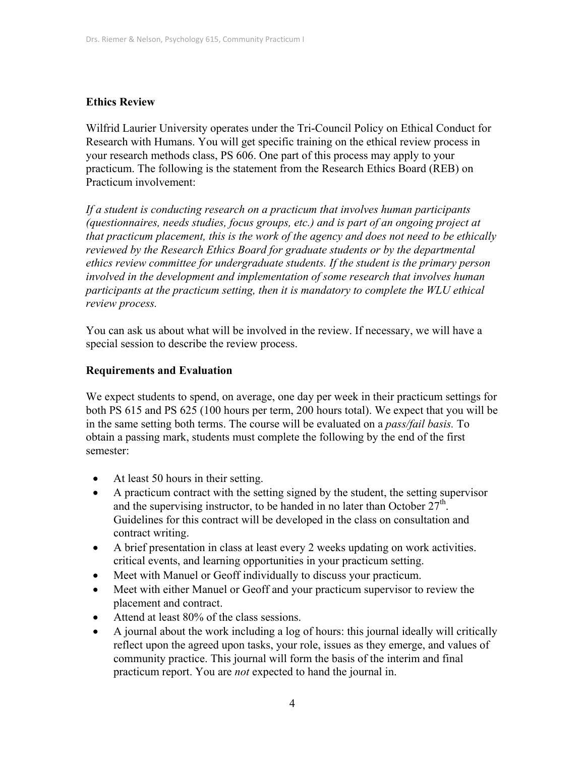## Ethics Review

Wilfrid Laurier University operates under the Tri-Council Policy on Ethical Conduct for Research with Humans. You will get specific training on the ethical review process in your research methods class, PS 606. One part of this process may apply to your practicum. The following is the statement from the Research Ethics Board (REB) on Practicum involvement:

*If a student is conducting research on a practicum that involves human participants (questionnaires, needs studies, focus groups, etc.) and is part of an ongoing project at that practicum placement, this is the work of the agency and does not need to be ethically reviewed by the Research Ethics Board for graduate students or by the departmental ethics review committee for undergraduate students. If the student is the primary person involved in the development and implementation of some research that involves human participants at the practicum setting, then it is mandatory to complete the WLU ethical review process.*

You can ask us about what will be involved in the review. If necessary, we will have a special session to describe the review process.

## Requirements and Evaluation

We expect students to spend, on average, one day per week in their practicum settings for both PS 615 and PS 625 (100 hours per term, 200 hours total). We expect that you will be in the same setting both terms. The course will be evaluated on a *pass/fail basis.* To obtain a passing mark, students must complete the following by the end of the first semester:

- At least 50 hours in their setting.
- A practicum contract with the setting signed by the student, the setting supervisor and the supervising instructor, to be handed in no later than October 27th. Guidelines for this contract will be developed in the class on consultation and contract writing.
- A brief presentation in class at least every 2 weeks updating on work activities. critical events, and learning opportunities in your practicum setting.
- Meet with Manuel or Geoff individually to discuss your practicum.
- Meet with either Manuel or Geoff and your practicum supervisor to review the placement and contract.
- Attend at least 80% of the class sessions.
- A journal about the work including a log of hours: this journal ideally will critically reflect upon the agreed upon tasks, your role, issues as they emerge, and values of community practice. This journal will form the basis of the interim and final practicum report. You are *not* expected to hand the journal in.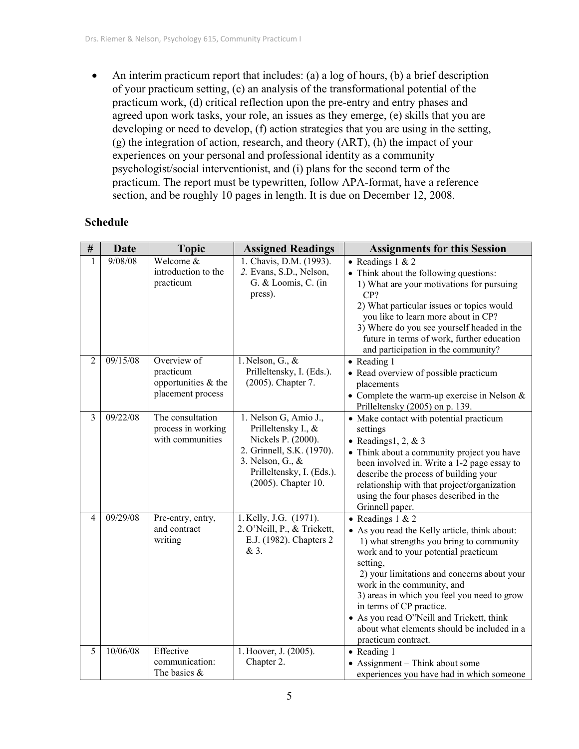- An interim practicum report that includes: (a) a log of hours, (b) a brief description of your practicum setting, (c) an analysis of the transformational potential of the practicum work, (d) critical reflection upon the pre-entry and entry phases and agreed upon work tasks, your role, an issues as they emerge, (e) skills that you are developing or need to develop, (f) action strategies that you are using in the setting, (g) the integration of action, research, and theory (ART), (h) the impact of your experiences on your personal and professional identity as a community psychologist/social interventionist, and (i) plans for the second term of the practicum. The report must be typewritten, follow APA-format, have a reference section, and be roughly 10 pages in length. It is due on December 12, 2008.

**Schedule**

| # | Date | Topic | Assigned Readings | Assignments for this Session |
|---|---|---|---|---|
| 1 | 9/08/08 | Welcome & introduction to the practicum | 1. Chavis, D.M. (1993).<br>2. Evans, S.D., Nelson, G. & Loomis, C. (in press). | • Readings 1 & 2<br>• Think about the following questions:<br>1) What are your motivations for pursuing CP?<br>2) What particular issues or topics would you like to learn more about in CP?<br>3) Where do you see yourself headed in the future in terms of work, further education and participation in the community? |
| 2 | 09/15/08 | Overview of practicum opportunities & the placement process | 1. Nelson, G., & Prilleltensky, I. (Eds.). (2005). Chapter 7. | • Reading 1<br>• Read overview of possible practicum placements<br>• Complete the warm-up exercise in Nelson & Prilleltensky (2005) on p. 139. |
| 3 | 09/22/08 | The consultation process in working with communities | 1. Nelson G, Amio J., Prilleltensky I., & Nickels P. (2000).<br>2. Grinnell, S.K. (1970).<br>3. Nelson, G., & Prilleltensky, I. (Eds.). (2005). Chapter 10. | • Make contact with potential practicum settings<br>• Readings1, 2, & 3<br>• Think about a community project you have been involved in. Write a 1-2 page essay to describe the process of building your relationship with that project/organization using the four phases described in the Grinnell paper. |
| 4 | 09/29/08 | Pre-entry, entry, and contract writing | 1. Kelly, J.G. (1971).<br>2. O'Neill, P., & Trickett, E.J. (1982). Chapters 2 & 3. | • Readings 1 & 2<br>• As you read the Kelly article, think about:<br>1) what strengths you bring to community work and to your potential practicum setting,<br>2) your limitations and concerns about your work in the community, and<br>3) areas in which you feel you need to grow in terms of CP practice.<br>• As you read O"Neill and Trickett, think about what elements should be included in a practicum contract. |
| 5 | 10/06/08 | Effective communication: The basics & | 1. Hoover, J. (2005). Chapter 2. | • Reading 1<br>• Assignment – Think about some experiences you have had in which someone |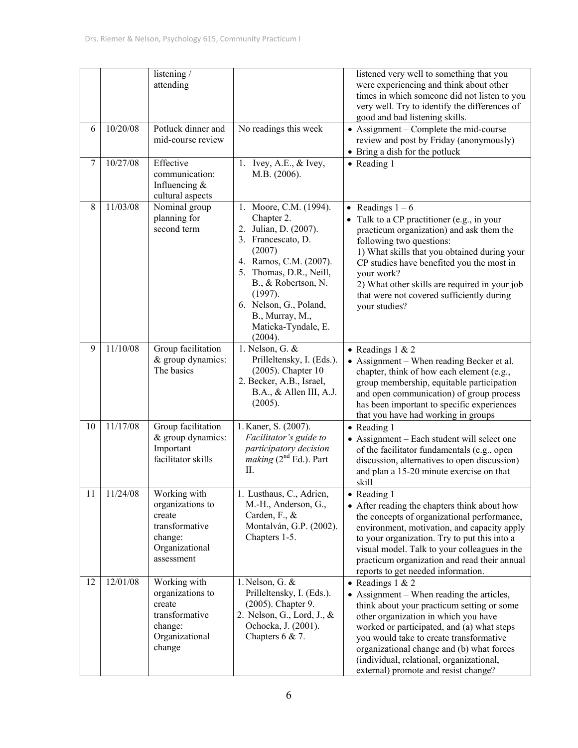| | | | | |
|---|---|---|---|---|
| | | listening / attending | | listened very well to something that you were experiencing and think about other times in which someone did not listen to you very well. Try to identify the differences of good and bad listening skills. |
| 6 | 10/20/08 | Potluck dinner and mid-course review | No readings this week | • Assignment – Complete the mid-course review and post by Friday (anonymously)<br>• Bring a dish for the potluck |
| 7 | 10/27/08 | Effective communication: Influencing & cultural aspects | 1. Ivey, A.E., & Ivey, M.B. (2006). | • Reading 1 |
| 8 | 11/03/08 | Nominal group planning for second term | 1. Moore, C.M. (1994). Chapter 2.<br>2. Julian, D. (2007).<br>3. Francescato, D. (2007)<br>4. Ramos, C.M. (2007).<br>5. Thomas, D.R., Neill, B., & Robertson, N. (1997).<br>6. Nelson, G., Poland, B., Murray, M., Maticka-Tyndale, E. (2004). | • Readings 1 – 6<br>• Talk to a CP practitioner (e.g., in your practicum organization) and ask them the following two questions:<br>1) What skills that you obtained during your CP studies have benefited you the most in your work?<br>2) What other skills are required in your job that were not covered sufficiently during your studies? |
| 9 | 11/10/08 | Group facilitation & group dynamics: The basics | 1. Nelson, G. & Prilleltensky, I. (Eds.). (2005). Chapter 10<br>2. Becker, A.B., Israel, B.A., & Allen III, A.J. (2005). | • Readings 1 & 2<br>• Assignment – When reading Becker et al. chapter, think of how each element (e.g., group membership, equitable participation and open communication) of group process has been important to specific experiences that you have had working in groups |
| 10 | 11/17/08 | Group facilitation & group dynamics: Important facilitator skills | 1. Kaner, S. (2007). *Facilitator's guide to participatory decision making* (2nd Ed.). Part II. | • Reading 1<br>• Assignment – Each student will select one of the facilitator fundamentals (e.g., open discussion, alternatives to open discussion) and plan a 15-20 minute exercise on that skill |
| 11 | 11/24/08 | Working with organizations to create transformative change: Organizational assessment | 1. Lusthaus, C., Adrien, M.-H., Anderson, G., Carden, F., & Montalván, G.P. (2002). Chapters 1-5. | • Reading 1<br>• After reading the chapters think about how the concepts of organizational performance, environment, motivation, and capacity apply to your organization. Try to put this into a visual model. Talk to your colleagues in the practicum organization and read their annual reports to get needed information. |
| 12 | 12/01/08 | Working with organizations to create transformative change: Organizational change | 1. Nelson, G. & Prilleltensky, I. (Eds.). (2005). Chapter 9.<br>2. Nelson, G., Lord, J., & Ochocka, J. (2001). Chapters 6 & 7. | • Readings 1 & 2<br>• Assignment – When reading the articles, think about your practicum setting or some other organization in which you have worked or participated, and (a) what steps you would take to create transformative organizational change and (b) what forces (individual, relational, organizational, external) promote and resist change? |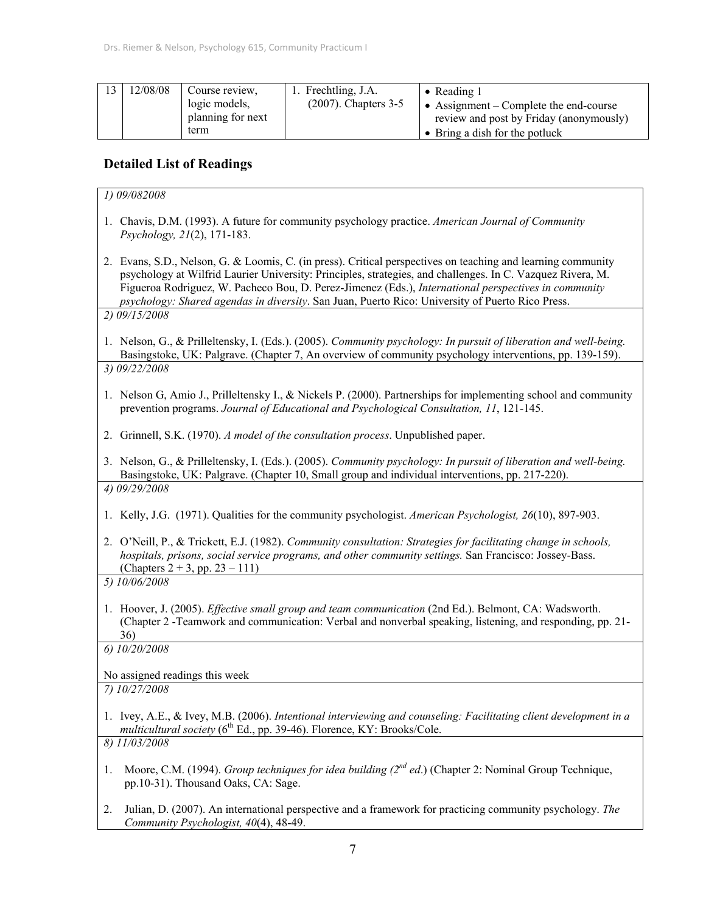| 13 | 12/08/08 | Course review, logic models, planning for next term | 1. Frechtling, J.A. (2007). Chapters 3-5 | • Reading 1<br>• Assignment – Complete the end-course review and post by Friday (anonymously)<br>• Bring a dish for the potluck |
|---|---|---|---|---|

## Detailed List of Readings

*1) 09/082008*

1. Chavis, D.M. (1993). A future for community psychology practice. *American Journal of Community Psychology, 21*(2), 171-183.

2. Evans, S.D., Nelson, G. & Loomis, C. (in press). Critical perspectives on teaching and learning community psychology at Wilfrid Laurier University: Principles, strategies, and challenges. In C. Vazquez Rivera, M. Figueroa Rodriguez, W. Pacheco Bou, D. Perez-Jimenez (Eds.), *International perspectives in community psychology: Shared agendas in diversity*. San Juan, Puerto Rico: University of Puerto Rico Press.

*2) 09/15/2008*

1. Nelson, G., & Prilleltensky, I. (Eds.). (2005). *Community psychology: In pursuit of liberation and well-being.* Basingstoke, UK: Palgrave. (Chapter 7, An overview of community psychology interventions, pp. 139-159).

*3) 09/22/2008*

1. Nelson G, Amio J., Prilleltensky I., & Nickels P. (2000). Partnerships for implementing school and community prevention programs. *Journal of Educational and Psychological Consultation, 11*, 121-145.

2. Grinnell, S.K. (1970). *A model of the consultation process*. Unpublished paper.

3. Nelson, G., & Prilleltensky, I. (Eds.). (2005). *Community psychology: In pursuit of liberation and well-being.* Basingstoke, UK: Palgrave. (Chapter 10, Small group and individual interventions, pp. 217-220).

*4) 09/29/2008*

1. Kelly, J.G. (1971). Qualities for the community psychologist. *American Psychologist, 26*(10), 897-903.

2. O'Neill, P., & Trickett, E.J. (1982). *Community consultation: Strategies for facilitating change in schools, hospitals, prisons, social service programs, and other community settings.* San Francisco: Jossey-Bass. (Chapters 2 + 3, pp. 23 – 111)

*5) 10/06/2008*

1. Hoover, J. (2005). *Effective small group and team communication* (2nd Ed.). Belmont, CA: Wadsworth. (Chapter 2 -Teamwork and communication: Verbal and nonverbal speaking, listening, and responding, pp. 21-36)

*6) 10/20/2008*

No assigned readings this week

*7) 10/27/2008*

1. Ivey, A.E., & Ivey, M.B. (2006). *Intentional interviewing and counseling: Facilitating client development in a multicultural society* (6th Ed., pp. 39-46). Florence, KY: Brooks/Cole.

*8) 11/03/2008*

1. Moore, C.M. (1994). *Group techniques for idea building (2nd ed.)* (Chapter 2: Nominal Group Technique, pp.10-31). Thousand Oaks, CA: Sage.

2. Julian, D. (2007). An international perspective and a framework for practicing community psychology. *The Community Psychologist, 40*(4), 48-49.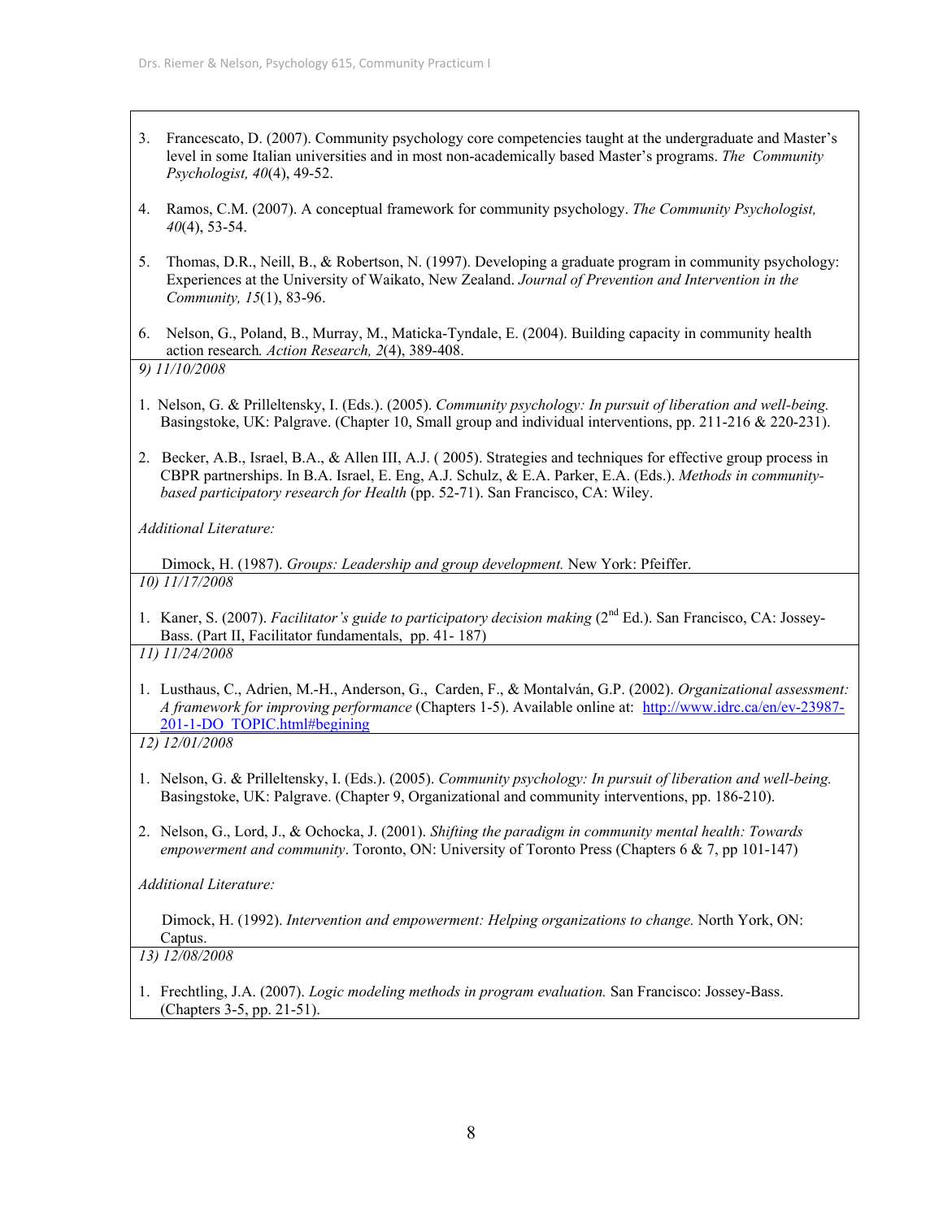3. Francescato, D. (2007). Community psychology core competencies taught at the undergraduate and Master's level in some Italian universities and in most non-academically based Master's programs. *The Community Psychologist, 40*(4), 49-52.

4. Ramos, C.M. (2007). A conceptual framework for community psychology. *The Community Psychologist, 40*(4), 53-54.

5. Thomas, D.R., Neill, B., & Robertson, N. (1997). Developing a graduate program in community psychology: Experiences at the University of Waikato, New Zealand. *Journal of Prevention and Intervention in the Community, 15*(1), 83-96.

6. Nelson, G., Poland, B., Murray, M., Maticka-Tyndale, E. (2004). Building capacity in community health action research*. Action Research, 2*(4), 389-408.

*9) 11/10/2008*

1. Nelson, G. & Prilleltensky, I. (Eds.). (2005). *Community psychology: In pursuit of liberation and well-being.* Basingstoke, UK: Palgrave. (Chapter 10, Small group and individual interventions, pp. 211-216 & 220-231).

2. Becker, A.B., Israel, B.A., & Allen III, A.J. ( 2005). Strategies and techniques for effective group process in CBPR partnerships. In B.A. Israel, E. Eng, A.J. Schulz, & E.A. Parker, E.A. (Eds.). *Methods in community-based participatory research for Health* (pp. 52-71). San Francisco, CA: Wiley.

*Additional Literature:*

Dimock, H. (1987). *Groups: Leadership and group development.* New York: Pfeiffer.

*10) 11/17/2008*

1. Kaner, S. (2007). *Facilitator's guide to participatory decision making* (2nd Ed.). San Francisco, CA: Jossey-Bass. (Part II, Facilitator fundamentals, pp. 41- 187)

*11) 11/24/2008*

1. Lusthaus, C., Adrien, M.-H., Anderson, G., Carden, F., & Montalván, G.P. (2002). *Organizational assessment: A framework for improving performance* (Chapters 1-5). Available online at: http://www.idrc.ca/en/ev-23987-201-1-DO_TOPIC.html#begining

*12) 12/01/2008*

1. Nelson, G. & Prilleltensky, I. (Eds.). (2005). *Community psychology: In pursuit of liberation and well-being.* Basingstoke, UK: Palgrave. (Chapter 9, Organizational and community interventions, pp. 186-210).

2. Nelson, G., Lord, J., & Ochocka, J. (2001). *Shifting the paradigm in community mental health: Towards empowerment and community*. Toronto, ON: University of Toronto Press (Chapters 6 & 7, pp 101-147)

*Additional Literature:*

Dimock, H. (1992). *Intervention and empowerment: Helping organizations to change.* North York, ON: Captus.

*13) 12/08/2008*

1. Frechtling, J.A. (2007). *Logic modeling methods in program evaluation.* San Francisco: Jossey-Bass. (Chapters 3-5, pp. 21-51).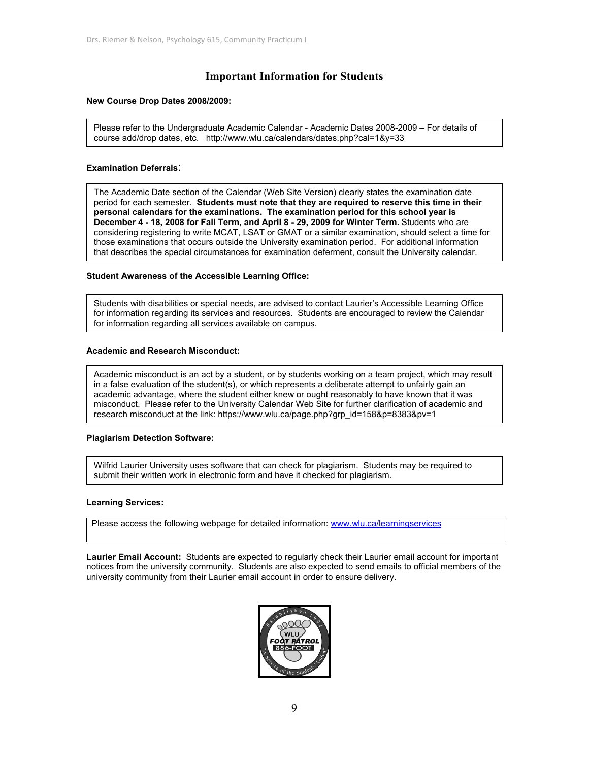# Important Information for Students

**New Course Drop Dates 2008/2009:**

Please refer to the Undergraduate Academic Calendar - Academic Dates 2008-2009 – For details of course add/drop dates, etc. http://www.wlu.ca/calendars/dates.php?cal=1&y=33

**Examination Deferrals:**

The Academic Date section of the Calendar (Web Site Version) clearly states the examination date period for each semester. **Students must note that they are required to reserve this time in their personal calendars for the examinations. The examination period for this school year is December 4 - 18, 2008 for Fall Term, and April 8 - 29, 2009 for Winter Term.** Students who are considering registering to write MCAT, LSAT or GMAT or a similar examination, should select a time for those examinations that occurs outside the University examination period. For additional information that describes the special circumstances for examination deferment, consult the University calendar.

**Student Awareness of the Accessible Learning Office:**

Students with disabilities or special needs, are advised to contact Laurier's Accessible Learning Office for information regarding its services and resources. Students are encouraged to review the Calendar for information regarding all services available on campus.

**Academic and Research Misconduct:**

Academic misconduct is an act by a student, or by students working on a team project, which may result in a false evaluation of the student(s), or which represents a deliberate attempt to unfairly gain an academic advantage, where the student either knew or ought reasonably to have known that it was misconduct. Please refer to the University Calendar Web Site for further clarification of academic and research misconduct at the link: https://www.wlu.ca/page.php?grp_id=158&p=8383&pv=1

**Plagiarism Detection Software:**

Wilfrid Laurier University uses software that can check for plagiarism. Students may be required to submit their written work in electronic form and have it checked for plagiarism.

**Learning Services:**

Please access the following webpage for detailed information: www.wlu.ca/learningservices

**Laurier Email Account:** Students are expected to regularly check their Laurier email account for important notices from the university community. Students are also expected to send emails to official members of the university community from their Laurier email account in order to ensure delivery.

Established 1992
WLU FOOT PATROL
886-FOOT
"A Service of the Students' Union"